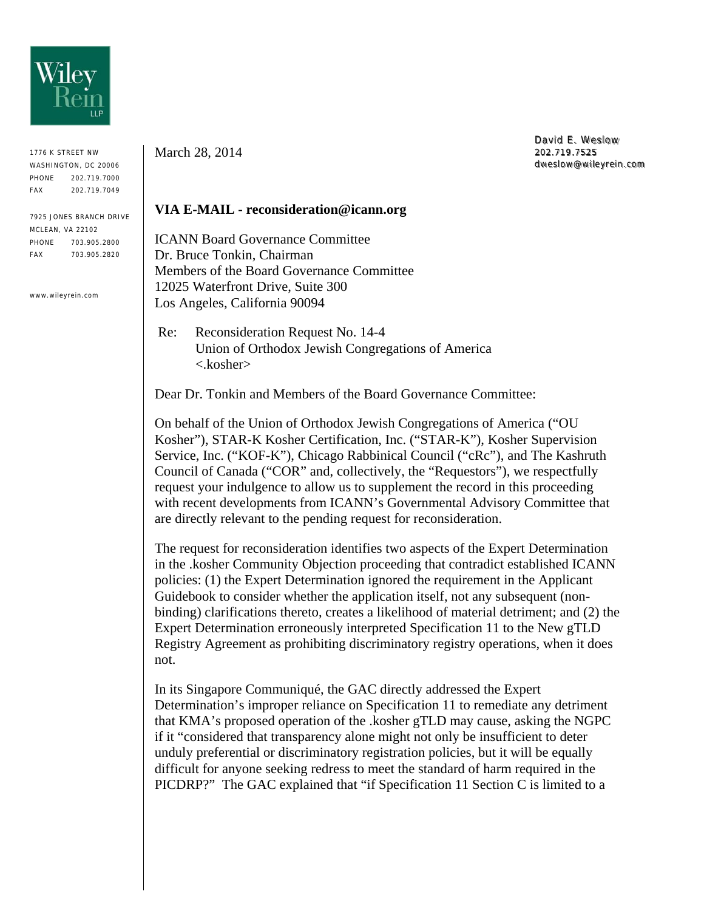Wiley Rein LLP

1776 K STREET NW
WASHINGTON, DC 20006
PHONE 202.719.7000
FAX 202.719.7049

7925 JONES BRANCH DRIVE
MCLEAN, VA 22102
PHONE 703.905.2800
FAX 703.905.2820

www.wileyrein.com

March 28, 2014

David E. Weslow
202.719.7525
dweslow@wileyrein.com

**VIA E-MAIL - reconsideration@icann.org**

ICANN Board Governance Committee
Dr. Bruce Tonkin, Chairman
Members of the Board Governance Committee
12025 Waterfront Drive, Suite 300
Los Angeles, California 90094

Re: Reconsideration Request No. 14-4
Union of Orthodox Jewish Congregations of America
<.kosher>

Dear Dr. Tonkin and Members of the Board Governance Committee:

On behalf of the Union of Orthodox Jewish Congregations of America ("OU Kosher"), STAR-K Kosher Certification, Inc. ("STAR-K"), Kosher Supervision Service, Inc. ("KOF-K"), Chicago Rabbinical Council ("cRc"), and The Kashruth Council of Canada ("COR" and, collectively, the "Requestors"), we respectfully request your indulgence to allow us to supplement the record in this proceeding with recent developments from ICANN's Governmental Advisory Committee that are directly relevant to the pending request for reconsideration.

The request for reconsideration identifies two aspects of the Expert Determination in the .kosher Community Objection proceeding that contradict established ICANN policies: (1) the Expert Determination ignored the requirement in the Applicant Guidebook to consider whether the application itself, not any subsequent (non-binding) clarifications thereto, creates a likelihood of material detriment; and (2) the Expert Determination erroneously interpreted Specification 11 to the New gTLD Registry Agreement as prohibiting discriminatory registry operations, when it does not.

In its Singapore Communiqué, the GAC directly addressed the Expert Determination's improper reliance on Specification 11 to remediate any detriment that KMA's proposed operation of the .kosher gTLD may cause, asking the NGPC if it "considered that transparency alone might not only be insufficient to deter unduly preferential or discriminatory registration policies, but it will be equally difficult for anyone seeking redress to meet the standard of harm required in the PICDRP?" The GAC explained that "if Specification 11 Section C is limited to a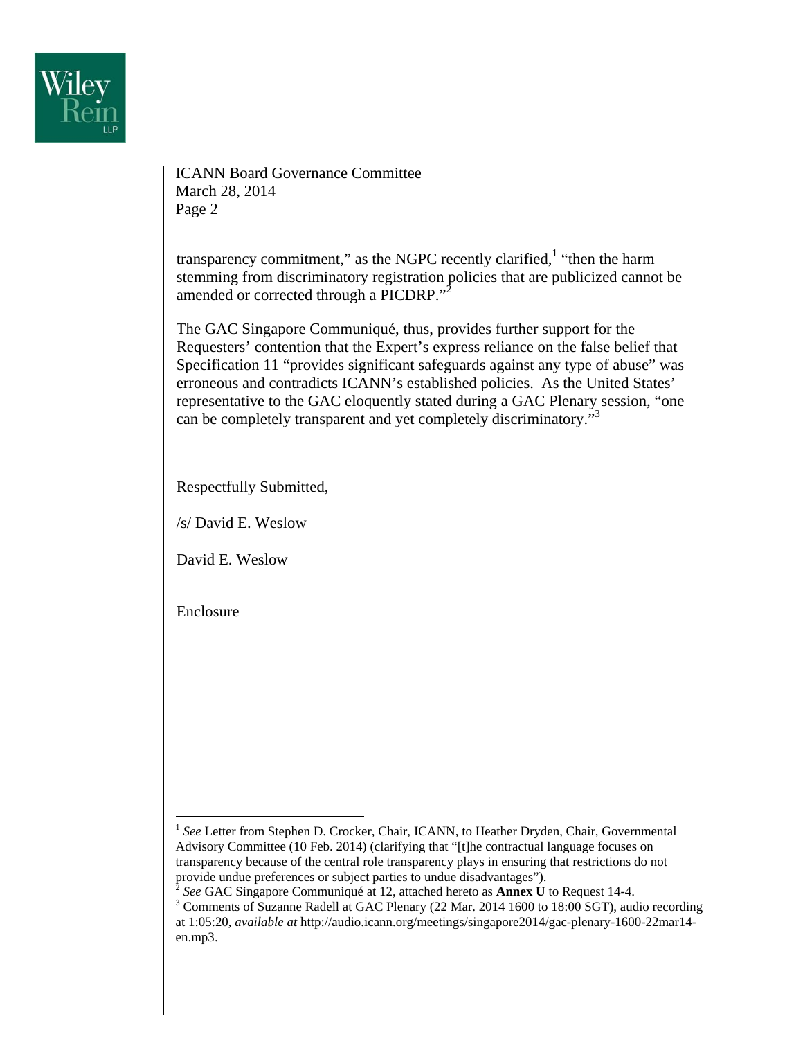transparency commitment," as the NGPC recently clarified,[1] "then the harm stemming from discriminatory registration policies that are publicized cannot be amended or corrected through a PICDRP."[2]

The GAC Singapore Communiqué, thus, provides further support for the Requesters' contention that the Expert's express reliance on the false belief that Specification 11 "provides significant safeguards against any type of abuse" was erroneous and contradicts ICANN's established policies. As the United States' representative to the GAC eloquently stated during a GAC Plenary session, "one can be completely transparent and yet completely discriminatory."[3]

Respectfully Submitted,

/s/ David E. Weslow

David E. Weslow

Enclosure

---

[1] *See* Letter from Stephen D. Crocker, Chair, ICANN, to Heather Dryden, Chair, Governmental Advisory Committee (10 Feb. 2014) (clarifying that "[t]he contractual language focuses on transparency because of the central role transparency plays in ensuring that restrictions do not provide undue preferences or subject parties to undue disadvantages").

[2] *See* GAC Singapore Communiqué at 12, attached hereto as **Annex U** to Request 14-4.

[3] Comments of Suzanne Radell at GAC Plenary (22 Mar. 2014 1600 to 18:00 SGT), audio recording at 1:05:20, *available at* http://audio.icann.org/meetings/singapore2014/gac-plenary-1600-22mar14-en.mp3.